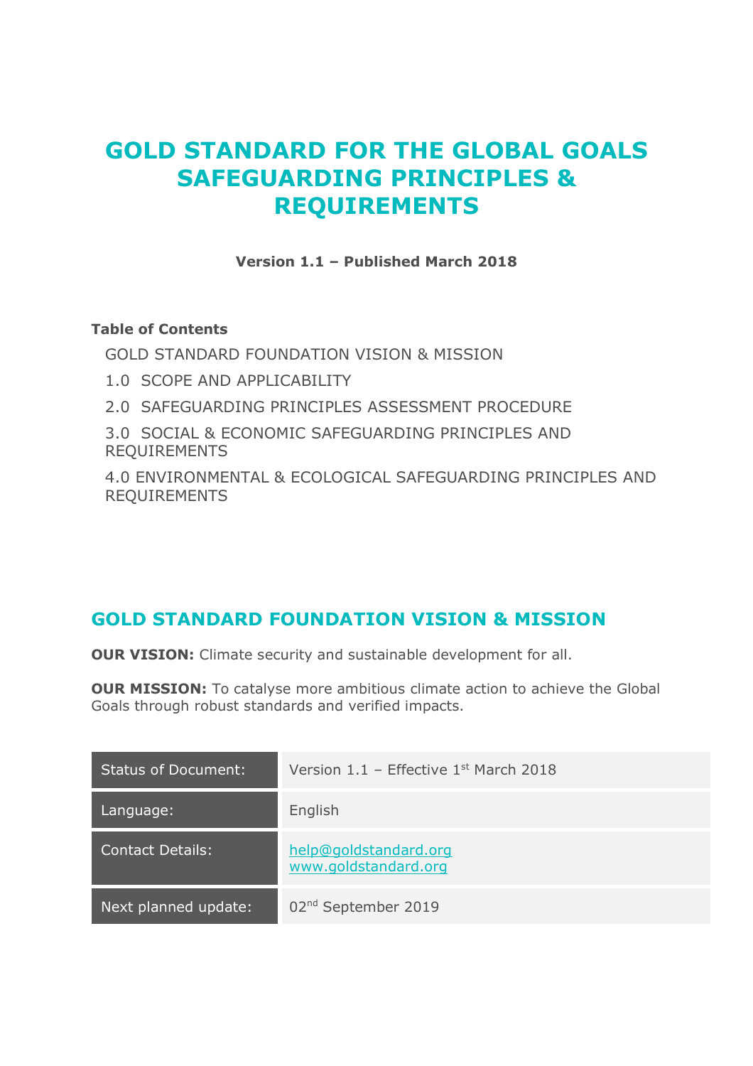# GOLD STANDARD FOR THE GLOBAL GOALS SAFEGUARDING PRINCIPLES & REQUIREMENTS

**Version 1.1 – Published March 2018**

**Table of Contents**

GOLD STANDARD FOUNDATION VISION & MISSION

1.0 SCOPE AND APPLICABILITY

2.0 SAFEGUARDING PRINCIPLES ASSESSMENT PROCEDURE

3.0 SOCIAL & ECONOMIC SAFEGUARDING PRINCIPLES AND REQUIREMENTS

4.0 ENVIRONMENTAL & ECOLOGICAL SAFEGUARDING PRINCIPLES AND REQUIREMENTS

## GOLD STANDARD FOUNDATION VISION & MISSION

**OUR VISION:** Climate security and sustainable development for all.

**OUR MISSION:** To catalyse more ambitious climate action to achieve the Global Goals through robust standards and verified impacts.

| | |
|---|---|
| Status of Document: | Version 1.1 – Effective 1st March 2018 |
| Language: | English |
| Contact Details: | help@goldstandard.org<br>www.goldstandard.org |
| Next planned update: | 02nd September 2019 |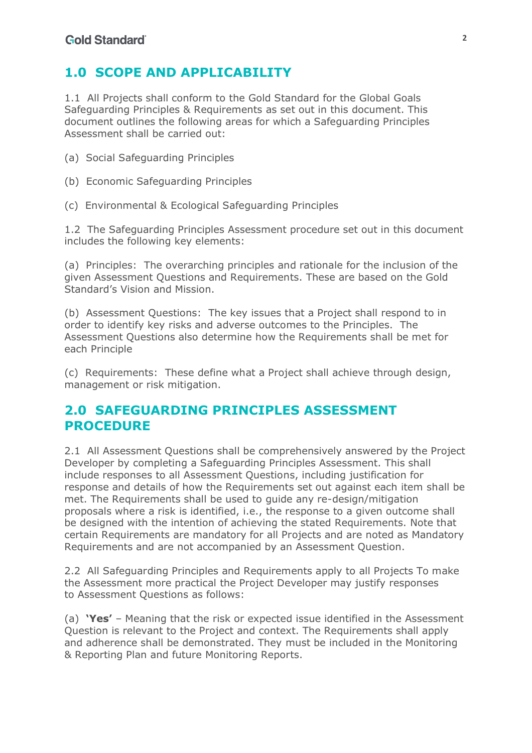## 1.0 SCOPE AND APPLICABILITY

1.1 All Projects shall conform to the Gold Standard for the Global Goals Safeguarding Principles & Requirements as set out in this document. This document outlines the following areas for which a Safeguarding Principles Assessment shall be carried out:

(a) Social Safeguarding Principles

(b) Economic Safeguarding Principles

(c) Environmental & Ecological Safeguarding Principles

1.2 The Safeguarding Principles Assessment procedure set out in this document includes the following key elements:

(a) Principles: The overarching principles and rationale for the inclusion of the given Assessment Questions and Requirements. These are based on the Gold Standard's Vision and Mission.

(b) Assessment Questions: The key issues that a Project shall respond to in order to identify key risks and adverse outcomes to the Principles. The Assessment Questions also determine how the Requirements shall be met for each Principle

(c) Requirements: These define what a Project shall achieve through design, management or risk mitigation.

## 2.0 SAFEGUARDING PRINCIPLES ASSESSMENT PROCEDURE

2.1 All Assessment Questions shall be comprehensively answered by the Project Developer by completing a Safeguarding Principles Assessment. This shall include responses to all Assessment Questions, including justification for response and details of how the Requirements set out against each item shall be met. The Requirements shall be used to guide any re-design/mitigation proposals where a risk is identified, i.e., the response to a given outcome shall be designed with the intention of achieving the stated Requirements. Note that certain Requirements are mandatory for all Projects and are noted as Mandatory Requirements and are not accompanied by an Assessment Question.

2.2 All Safeguarding Principles and Requirements apply to all Projects To make the Assessment more practical the Project Developer may justify responses to Assessment Questions as follows:

(a) **'Yes'** – Meaning that the risk or expected issue identified in the Assessment Question is relevant to the Project and context. The Requirements shall apply and adherence shall be demonstrated. They must be included in the Monitoring & Reporting Plan and future Monitoring Reports.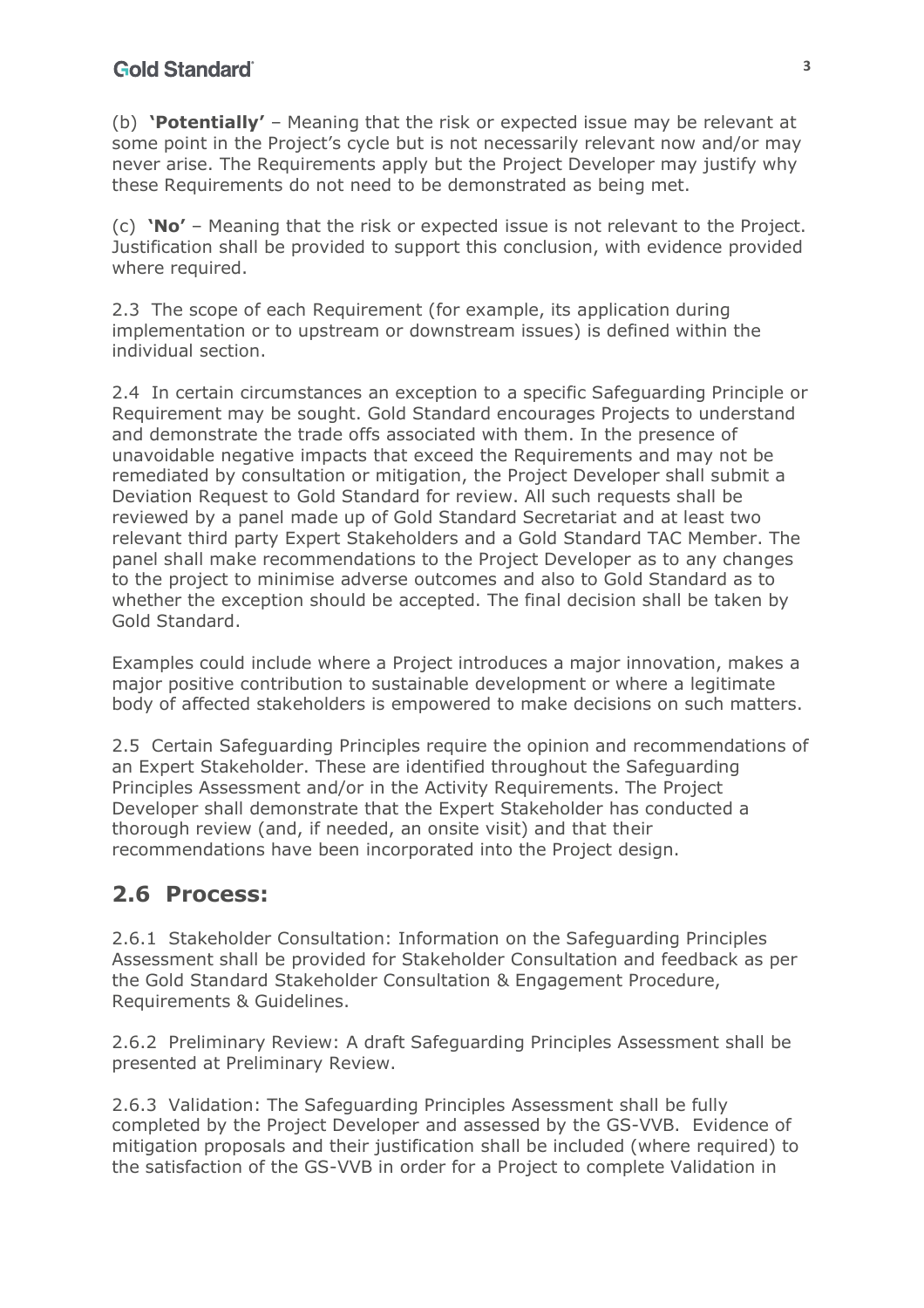(b) **'Potentially'** – Meaning that the risk or expected issue may be relevant at some point in the Project's cycle but is not necessarily relevant now and/or may never arise. The Requirements apply but the Project Developer may justify why these Requirements do not need to be demonstrated as being met.

(c) **'No'** – Meaning that the risk or expected issue is not relevant to the Project. Justification shall be provided to support this conclusion, with evidence provided where required.

2.3 The scope of each Requirement (for example, its application during implementation or to upstream or downstream issues) is defined within the individual section.

2.4 In certain circumstances an exception to a specific Safeguarding Principle or Requirement may be sought. Gold Standard encourages Projects to understand and demonstrate the trade offs associated with them. In the presence of unavoidable negative impacts that exceed the Requirements and may not be remediated by consultation or mitigation, the Project Developer shall submit a Deviation Request to Gold Standard for review. All such requests shall be reviewed by a panel made up of Gold Standard Secretariat and at least two relevant third party Expert Stakeholders and a Gold Standard TAC Member. The panel shall make recommendations to the Project Developer as to any changes to the project to minimise adverse outcomes and also to Gold Standard as to whether the exception should be accepted. The final decision shall be taken by Gold Standard.

Examples could include where a Project introduces a major innovation, makes a major positive contribution to sustainable development or where a legitimate body of affected stakeholders is empowered to make decisions on such matters.

2.5 Certain Safeguarding Principles require the opinion and recommendations of an Expert Stakeholder. These are identified throughout the Safeguarding Principles Assessment and/or in the Activity Requirements. The Project Developer shall demonstrate that the Expert Stakeholder has conducted a thorough review (and, if needed, an onsite visit) and that their recommendations have been incorporated into the Project design.

## 2.6 Process:

2.6.1 Stakeholder Consultation: Information on the Safeguarding Principles Assessment shall be provided for Stakeholder Consultation and feedback as per the Gold Standard Stakeholder Consultation & Engagement Procedure, Requirements & Guidelines.

2.6.2 Preliminary Review: A draft Safeguarding Principles Assessment shall be presented at Preliminary Review.

2.6.3 Validation: The Safeguarding Principles Assessment shall be fully completed by the Project Developer and assessed by the GS-VVB. Evidence of mitigation proposals and their justification shall be included (where required) to the satisfaction of the GS-VVB in order for a Project to complete Validation in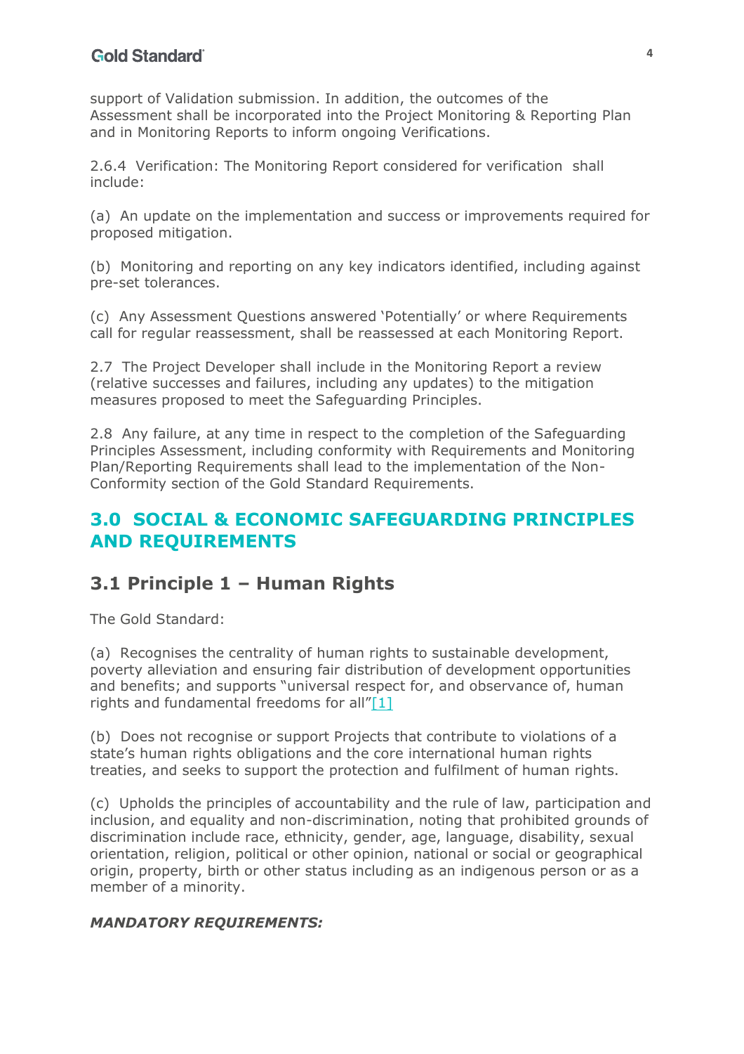support of Validation submission. In addition, the outcomes of the Assessment shall be incorporated into the Project Monitoring & Reporting Plan and in Monitoring Reports to inform ongoing Verifications.

2.6.4 Verification: The Monitoring Report considered for verification shall include:

(a) An update on the implementation and success or improvements required for proposed mitigation.

(b) Monitoring and reporting on any key indicators identified, including against pre-set tolerances.

(c) Any Assessment Questions answered 'Potentially' or where Requirements call for regular reassessment, shall be reassessed at each Monitoring Report.

2.7 The Project Developer shall include in the Monitoring Report a review (relative successes and failures, including any updates) to the mitigation measures proposed to meet the Safeguarding Principles.

2.8 Any failure, at any time in respect to the completion of the Safeguarding Principles Assessment, including conformity with Requirements and Monitoring Plan/Reporting Requirements shall lead to the implementation of the Non-Conformity section of the Gold Standard Requirements.

# 3.0 SOCIAL & ECONOMIC SAFEGUARDING PRINCIPLES AND REQUIREMENTS

## 3.1 Principle 1 – Human Rights

The Gold Standard:

(a) Recognises the centrality of human rights to sustainable development, poverty alleviation and ensuring fair distribution of development opportunities and benefits; and supports "universal respect for, and observance of, human rights and fundamental freedoms for all"[1]

(b) Does not recognise or support Projects that contribute to violations of a state's human rights obligations and the core international human rights treaties, and seeks to support the protection and fulfilment of human rights.

(c) Upholds the principles of accountability and the rule of law, participation and inclusion, and equality and non-discrimination, noting that prohibited grounds of discrimination include race, ethnicity, gender, age, language, disability, sexual orientation, religion, political or other opinion, national or social or geographical origin, property, birth or other status including as an indigenous person or as a member of a minority.

***MANDATORY REQUIREMENTS:***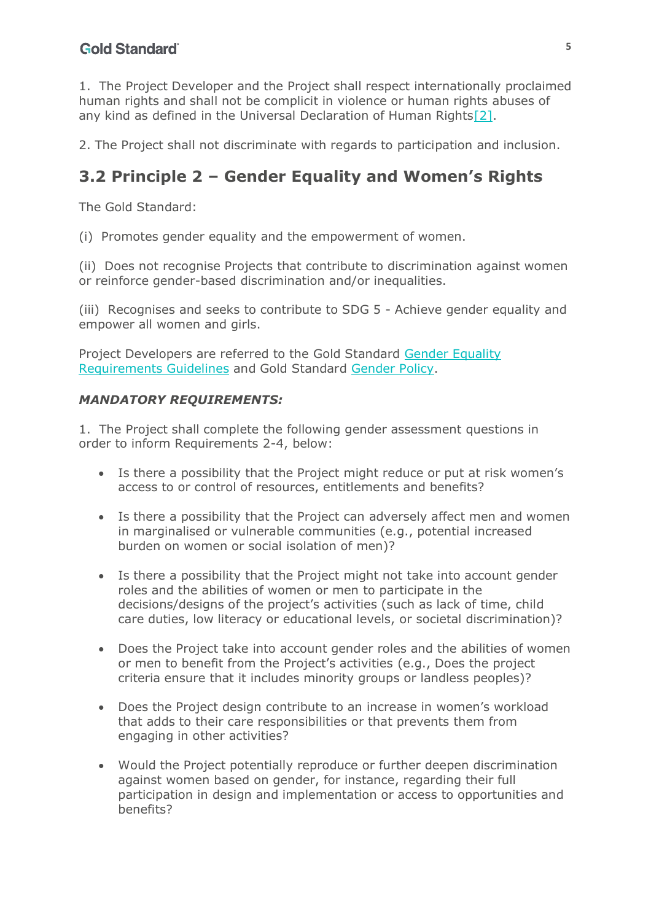1. The Project Developer and the Project shall respect internationally proclaimed human rights and shall not be complicit in violence or human rights abuses of any kind as defined in the Universal Declaration of Human Rights[2].

2. The Project shall not discriminate with regards to participation and inclusion.

## 3.2 Principle 2 – Gender Equality and Women's Rights

The Gold Standard:

(i) Promotes gender equality and the empowerment of women.

(ii) Does not recognise Projects that contribute to discrimination against women or reinforce gender-based discrimination and/or inequalities.

(iii) Recognises and seeks to contribute to SDG 5 - Achieve gender equality and empower all women and girls.

Project Developers are referred to the Gold Standard Gender Equality Requirements Guidelines and Gold Standard Gender Policy.

***MANDATORY REQUIREMENTS:***

1. The Project shall complete the following gender assessment questions in order to inform Requirements 2-4, below:

- Is there a possibility that the Project might reduce or put at risk women's access to or control of resources, entitlements and benefits?
- Is there a possibility that the Project can adversely affect men and women in marginalised or vulnerable communities (e.g., potential increased burden on women or social isolation of men)?
- Is there a possibility that the Project might not take into account gender roles and the abilities of women or men to participate in the decisions/designs of the project's activities (such as lack of time, child care duties, low literacy or educational levels, or societal discrimination)?
- Does the Project take into account gender roles and the abilities of women or men to benefit from the Project's activities (e.g., Does the project criteria ensure that it includes minority groups or landless peoples)?
- Does the Project design contribute to an increase in women's workload that adds to their care responsibilities or that prevents them from engaging in other activities?
- Would the Project potentially reproduce or further deepen discrimination against women based on gender, for instance, regarding their full participation in design and implementation or access to opportunities and benefits?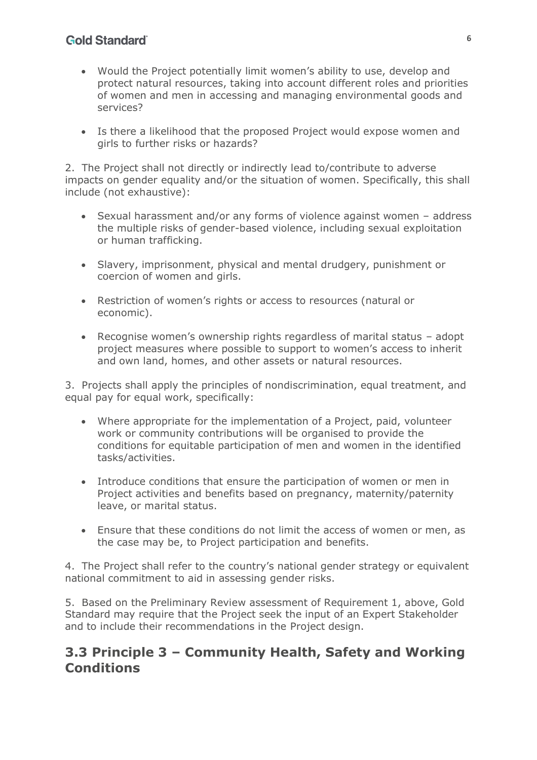- Would the Project potentially limit women's ability to use, develop and protect natural resources, taking into account different roles and priorities of women and men in accessing and managing environmental goods and services?

- Is there a likelihood that the proposed Project would expose women and girls to further risks or hazards?

2. The Project shall not directly or indirectly lead to/contribute to adverse impacts on gender equality and/or the situation of women. Specifically, this shall include (not exhaustive):

- Sexual harassment and/or any forms of violence against women – address the multiple risks of gender-based violence, including sexual exploitation or human trafficking.

- Slavery, imprisonment, physical and mental drudgery, punishment or coercion of women and girls.

- Restriction of women's rights or access to resources (natural or economic).

- Recognise women's ownership rights regardless of marital status – adopt project measures where possible to support to women's access to inherit and own land, homes, and other assets or natural resources.

3. Projects shall apply the principles of nondiscrimination, equal treatment, and equal pay for equal work, specifically:

- Where appropriate for the implementation of a Project, paid, volunteer work or community contributions will be organised to provide the conditions for equitable participation of men and women in the identified tasks/activities.

- Introduce conditions that ensure the participation of women or men in Project activities and benefits based on pregnancy, maternity/paternity leave, or marital status.

- Ensure that these conditions do not limit the access of women or men, as the case may be, to Project participation and benefits.

4. The Project shall refer to the country's national gender strategy or equivalent national commitment to aid in assessing gender risks.

5. Based on the Preliminary Review assessment of Requirement 1, above, Gold Standard may require that the Project seek the input of an Expert Stakeholder and to include their recommendations in the Project design.

## 3.3 Principle 3 – Community Health, Safety and Working Conditions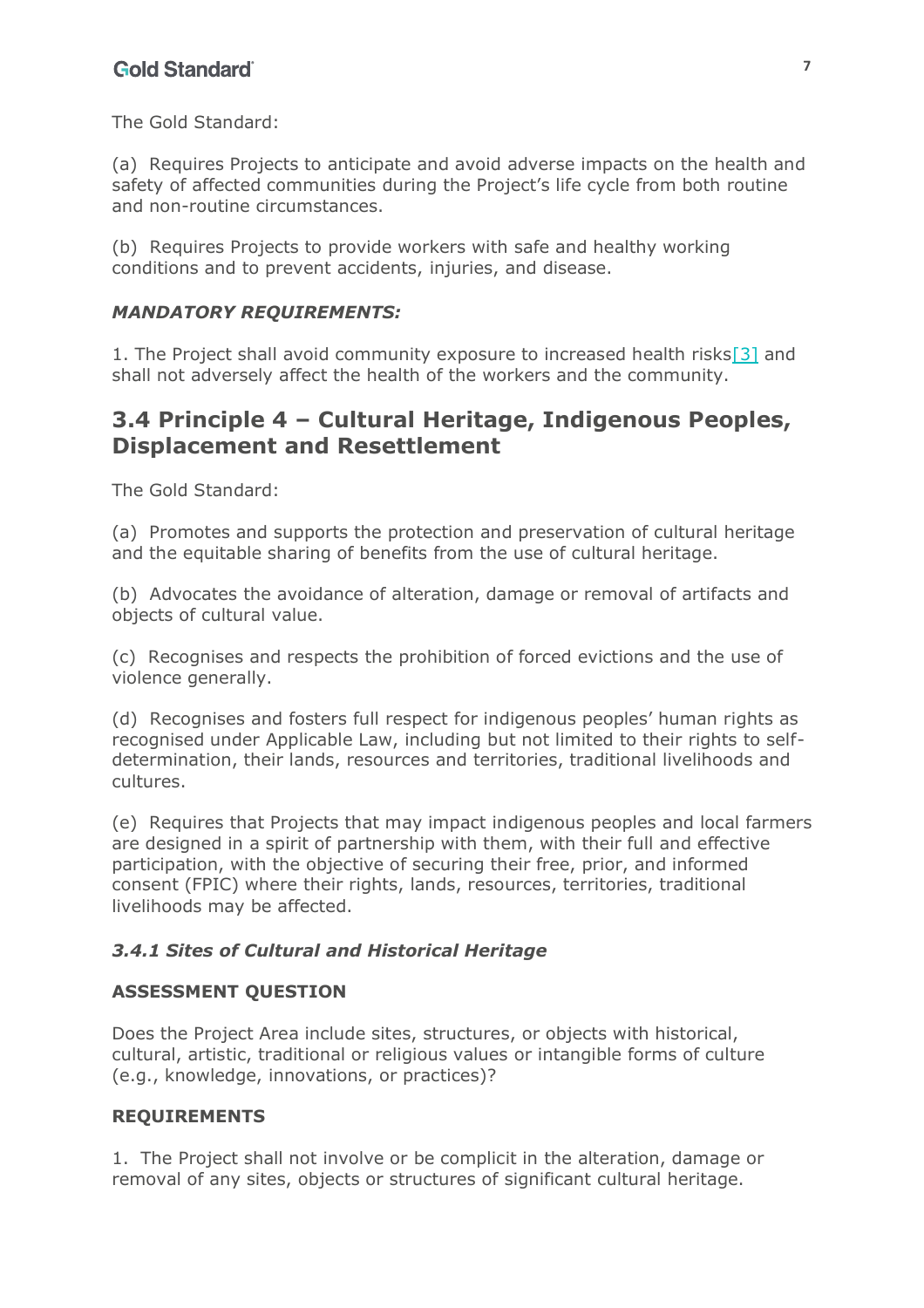The Gold Standard:

(a) Requires Projects to anticipate and avoid adverse impacts on the health and safety of affected communities during the Project's life cycle from both routine and non-routine circumstances.

(b) Requires Projects to provide workers with safe and healthy working conditions and to prevent accidents, injuries, and disease.

***MANDATORY REQUIREMENTS:***

1. The Project shall avoid community exposure to increased health risks[3] and shall not adversely affect the health of the workers and the community.

## 3.4 Principle 4 – Cultural Heritage, Indigenous Peoples, Displacement and Resettlement

The Gold Standard:

(a) Promotes and supports the protection and preservation of cultural heritage and the equitable sharing of benefits from the use of cultural heritage.

(b) Advocates the avoidance of alteration, damage or removal of artifacts and objects of cultural value.

(c) Recognises and respects the prohibition of forced evictions and the use of violence generally.

(d) Recognises and fosters full respect for indigenous peoples' human rights as recognised under Applicable Law, including but not limited to their rights to self-determination, their lands, resources and territories, traditional livelihoods and cultures.

(e) Requires that Projects that may impact indigenous peoples and local farmers are designed in a spirit of partnership with them, with their full and effective participation, with the objective of securing their free, prior, and informed consent (FPIC) where their rights, lands, resources, territories, traditional livelihoods may be affected.

### *3.4.1 Sites of Cultural and Historical Heritage*

**ASSESSMENT QUESTION**

Does the Project Area include sites, structures, or objects with historical, cultural, artistic, traditional or religious values or intangible forms of culture (e.g., knowledge, innovations, or practices)?

**REQUIREMENTS**

1. The Project shall not involve or be complicit in the alteration, damage or removal of any sites, objects or structures of significant cultural heritage.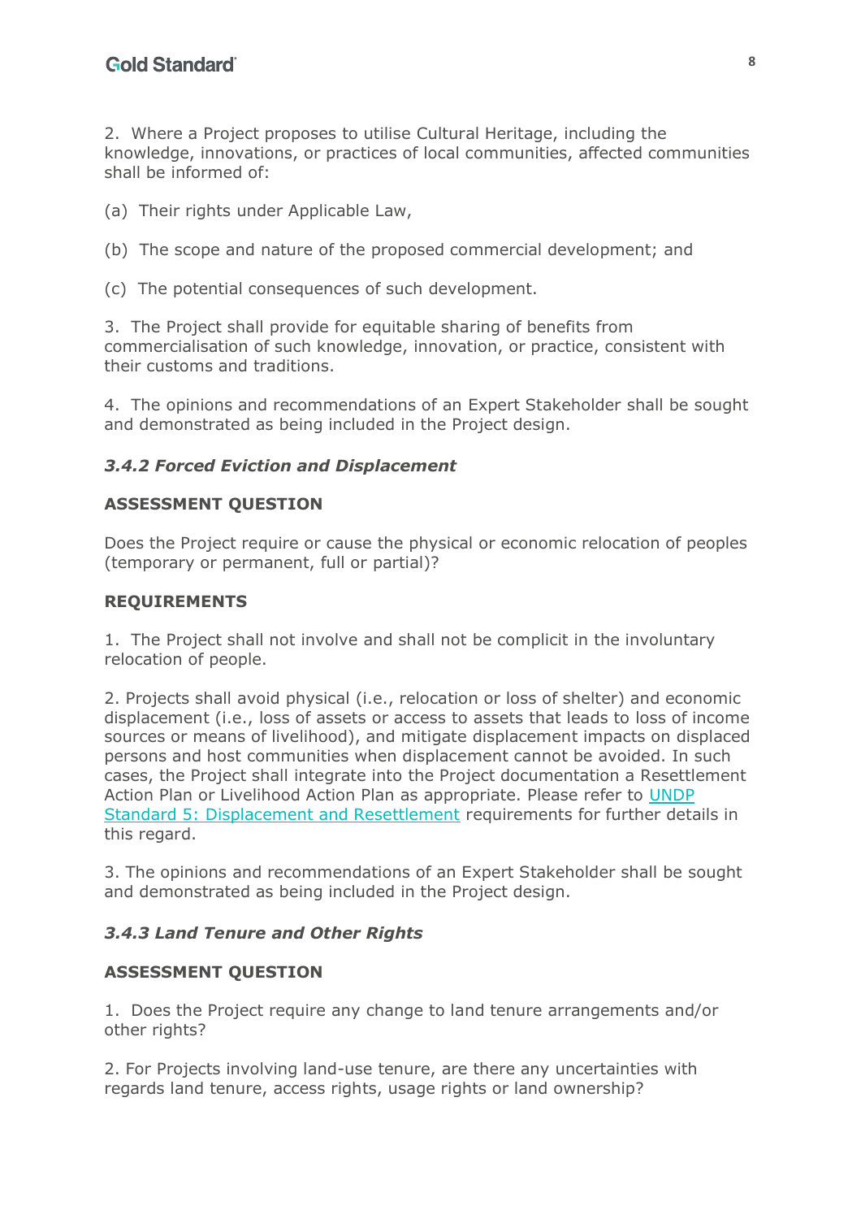2. Where a Project proposes to utilise Cultural Heritage, including the knowledge, innovations, or practices of local communities, affected communities shall be informed of:

(a) Their rights under Applicable Law,

(b) The scope and nature of the proposed commercial development; and

(c) The potential consequences of such development.

3. The Project shall provide for equitable sharing of benefits from commercialisation of such knowledge, innovation, or practice, consistent with their customs and traditions.

4. The opinions and recommendations of an Expert Stakeholder shall be sought and demonstrated as being included in the Project design.

### *3.4.2 Forced Eviction and Displacement*

**ASSESSMENT QUESTION**

Does the Project require or cause the physical or economic relocation of peoples (temporary or permanent, full or partial)?

**REQUIREMENTS**

1. The Project shall not involve and shall not be complicit in the involuntary relocation of people.

2. Projects shall avoid physical (i.e., relocation or loss of shelter) and economic displacement (i.e., loss of assets or access to assets that leads to loss of income sources or means of livelihood), and mitigate displacement impacts on displaced persons and host communities when displacement cannot be avoided. In such cases, the Project shall integrate into the Project documentation a Resettlement Action Plan or Livelihood Action Plan as appropriate. Please refer to UNDP Standard 5: Displacement and Resettlement requirements for further details in this regard.

3. The opinions and recommendations of an Expert Stakeholder shall be sought and demonstrated as being included in the Project design.

### *3.4.3 Land Tenure and Other Rights*

**ASSESSMENT QUESTION**

1. Does the Project require any change to land tenure arrangements and/or other rights?

2. For Projects involving land-use tenure, are there any uncertainties with regards land tenure, access rights, usage rights or land ownership?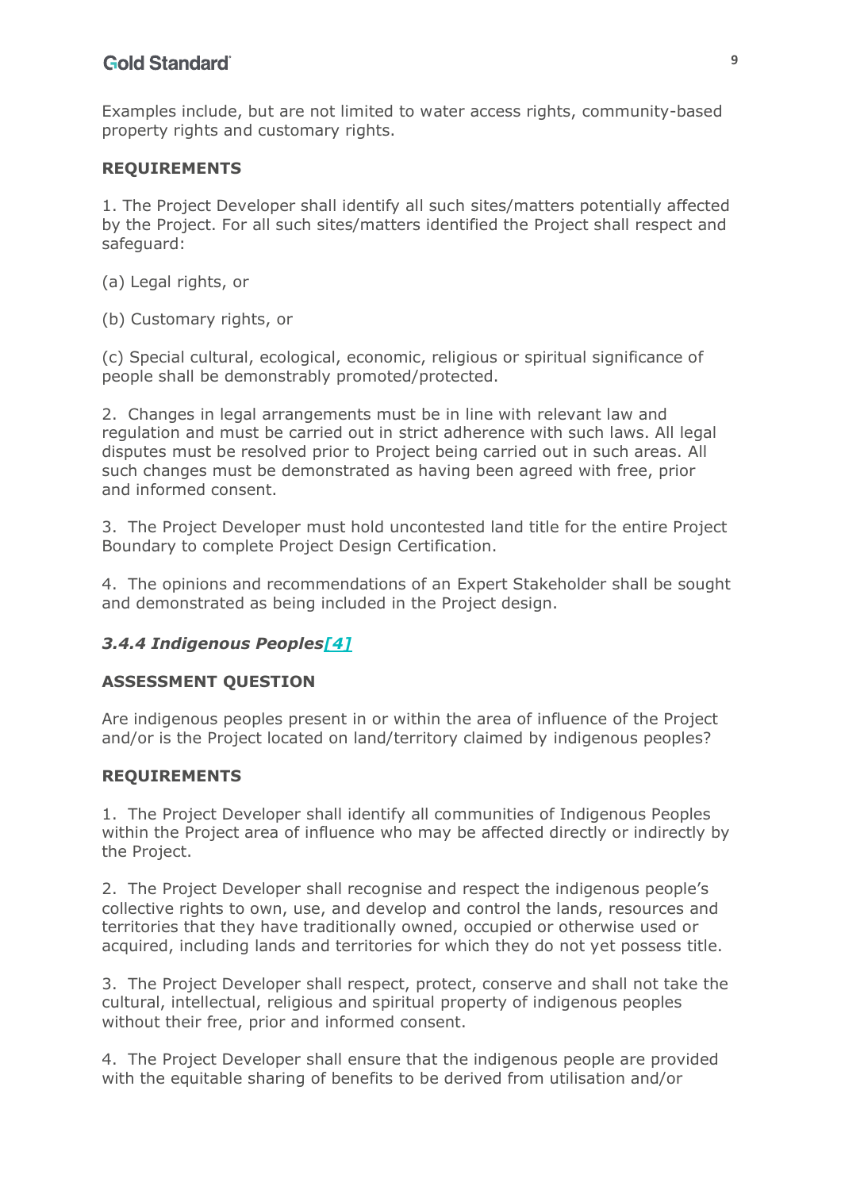Examples include, but are not limited to water access rights, community-based property rights and customary rights.

**REQUIREMENTS**

1. The Project Developer shall identify all such sites/matters potentially affected by the Project. For all such sites/matters identified the Project shall respect and safeguard:

(a) Legal rights, or

(b) Customary rights, or

(c) Special cultural, ecological, economic, religious or spiritual significance of people shall be demonstrably promoted/protected.

2. Changes in legal arrangements must be in line with relevant law and regulation and must be carried out in strict adherence with such laws. All legal disputes must be resolved prior to Project being carried out in such areas. All such changes must be demonstrated as having been agreed with free, prior and informed consent.

3. The Project Developer must hold uncontested land title for the entire Project Boundary to complete Project Design Certification.

4. The opinions and recommendations of an Expert Stakeholder shall be sought and demonstrated as being included in the Project design.

### *3.4.4 Indigenous Peoples[4]*

**ASSESSMENT QUESTION**

Are indigenous peoples present in or within the area of influence of the Project and/or is the Project located on land/territory claimed by indigenous peoples?

**REQUIREMENTS**

1. The Project Developer shall identify all communities of Indigenous Peoples within the Project area of influence who may be affected directly or indirectly by the Project.

2. The Project Developer shall recognise and respect the indigenous people's collective rights to own, use, and develop and control the lands, resources and territories that they have traditionally owned, occupied or otherwise used or acquired, including lands and territories for which they do not yet possess title.

3. The Project Developer shall respect, protect, conserve and shall not take the cultural, intellectual, religious and spiritual property of indigenous peoples without their free, prior and informed consent.

4. The Project Developer shall ensure that the indigenous people are provided with the equitable sharing of benefits to be derived from utilisation and/or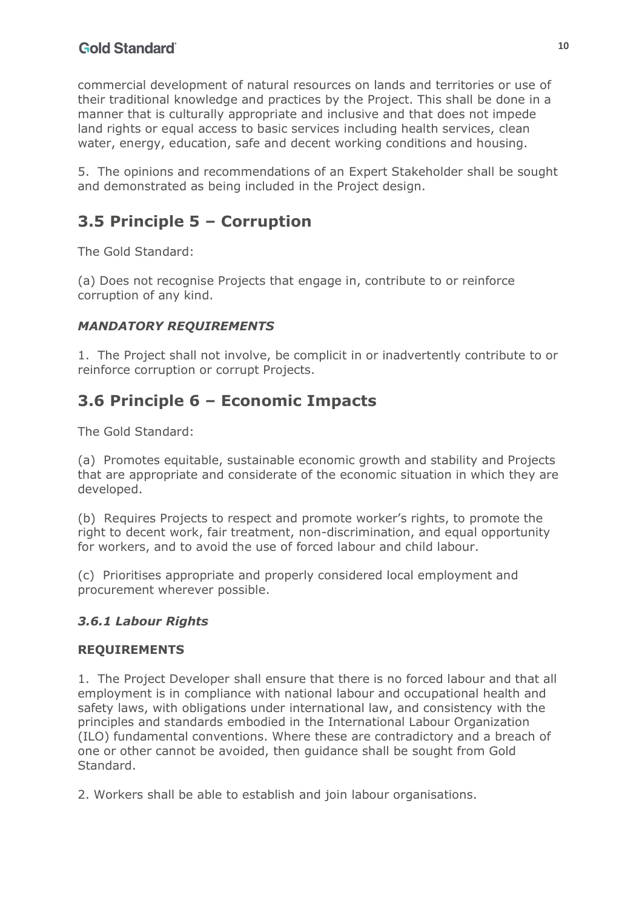commercial development of natural resources on lands and territories or use of their traditional knowledge and practices by the Project. This shall be done in a manner that is culturally appropriate and inclusive and that does not impede land rights or equal access to basic services including health services, clean water, energy, education, safe and decent working conditions and housing.

5. The opinions and recommendations of an Expert Stakeholder shall be sought and demonstrated as being included in the Project design.

## 3.5 Principle 5 – Corruption

The Gold Standard:

(a) Does not recognise Projects that engage in, contribute to or reinforce corruption of any kind.

#### *MANDATORY REQUIREMENTS*

1. The Project shall not involve, be complicit in or inadvertently contribute to or reinforce corruption or corrupt Projects.

## 3.6 Principle 6 – Economic Impacts

The Gold Standard:

(a) Promotes equitable, sustainable economic growth and stability and Projects that are appropriate and considerate of the economic situation in which they are developed.

(b) Requires Projects to respect and promote worker's rights, to promote the right to decent work, fair treatment, non-discrimination, and equal opportunity for workers, and to avoid the use of forced labour and child labour.

(c) Prioritises appropriate and properly considered local employment and procurement wherever possible.

### *3.6.1 Labour Rights*

#### **REQUIREMENTS**

1. The Project Developer shall ensure that there is no forced labour and that all employment is in compliance with national labour and occupational health and safety laws, with obligations under international law, and consistency with the principles and standards embodied in the International Labour Organization (ILO) fundamental conventions. Where these are contradictory and a breach of one or other cannot be avoided, then guidance shall be sought from Gold Standard.

2. Workers shall be able to establish and join labour organisations.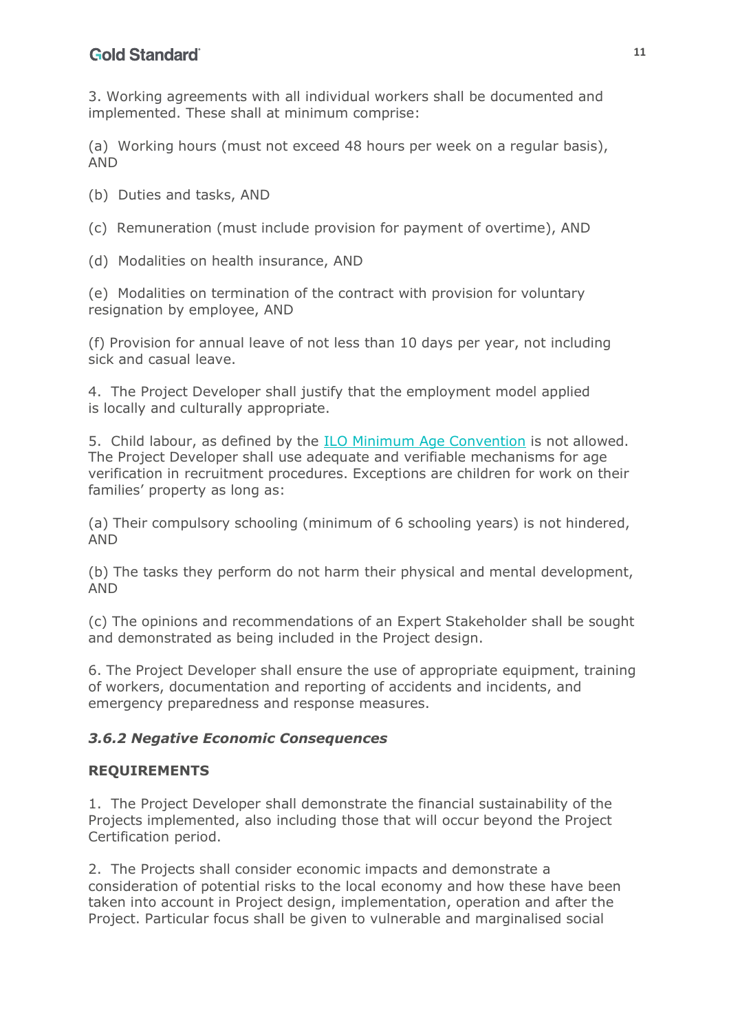3. Working agreements with all individual workers shall be documented and implemented. These shall at minimum comprise:

(a) Working hours (must not exceed 48 hours per week on a regular basis), AND

(b) Duties and tasks, AND

(c) Remuneration (must include provision for payment of overtime), AND

(d) Modalities on health insurance, AND

(e) Modalities on termination of the contract with provision for voluntary resignation by employee, AND

(f) Provision for annual leave of not less than 10 days per year, not including sick and casual leave.

4. The Project Developer shall justify that the employment model applied is locally and culturally appropriate.

5. Child labour, as defined by the [ILO Minimum Age Convention] is not allowed. The Project Developer shall use adequate and verifiable mechanisms for age verification in recruitment procedures. Exceptions are children for work on their families' property as long as:

(a) Their compulsory schooling (minimum of 6 schooling years) is not hindered, AND

(b) The tasks they perform do not harm their physical and mental development, AND

(c) The opinions and recommendations of an Expert Stakeholder shall be sought and demonstrated as being included in the Project design.

6. The Project Developer shall ensure the use of appropriate equipment, training of workers, documentation and reporting of accidents and incidents, and emergency preparedness and response measures.

### *3.6.2 Negative Economic Consequences*

**REQUIREMENTS**

1. The Project Developer shall demonstrate the financial sustainability of the Projects implemented, also including those that will occur beyond the Project Certification period.

2. The Projects shall consider economic impacts and demonstrate a consideration of potential risks to the local economy and how these have been taken into account in Project design, implementation, operation and after the Project. Particular focus shall be given to vulnerable and marginalised social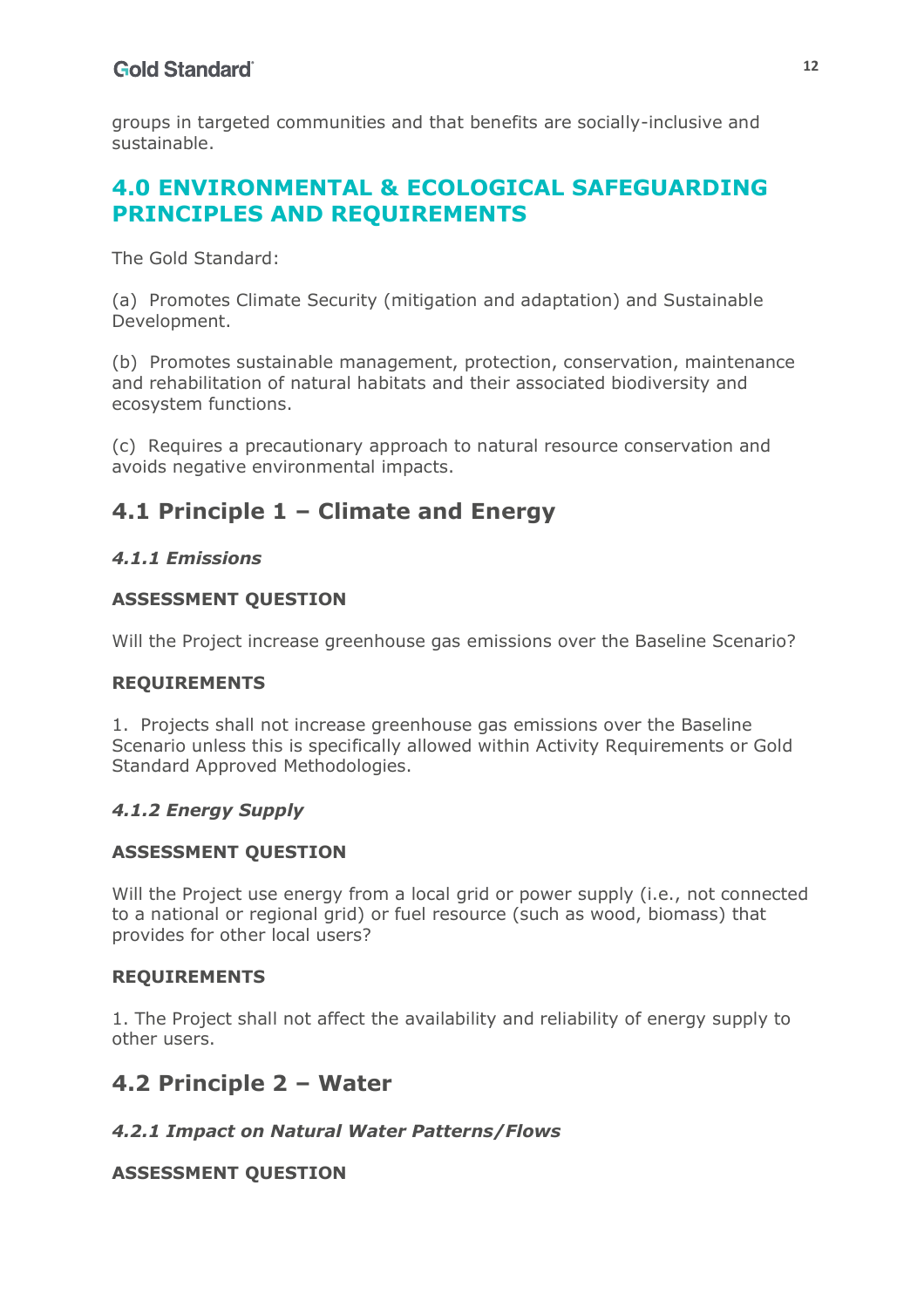groups in targeted communities and that benefits are socially-inclusive and sustainable.

# 4.0 ENVIRONMENTAL & ECOLOGICAL SAFEGUARDING PRINCIPLES AND REQUIREMENTS

The Gold Standard:

(a) Promotes Climate Security (mitigation and adaptation) and Sustainable Development.

(b) Promotes sustainable management, protection, conservation, maintenance and rehabilitation of natural habitats and their associated biodiversity and ecosystem functions.

(c) Requires a precautionary approach to natural resource conservation and avoids negative environmental impacts.

## 4.1 Principle 1 – Climate and Energy

### *4.1.1 Emissions*

**ASSESSMENT QUESTION**

Will the Project increase greenhouse gas emissions over the Baseline Scenario?

**REQUIREMENTS**

1. Projects shall not increase greenhouse gas emissions over the Baseline Scenario unless this is specifically allowed within Activity Requirements or Gold Standard Approved Methodologies.

### *4.1.2 Energy Supply*

**ASSESSMENT QUESTION**

Will the Project use energy from a local grid or power supply (i.e., not connected to a national or regional grid) or fuel resource (such as wood, biomass) that provides for other local users?

**REQUIREMENTS**

1. The Project shall not affect the availability and reliability of energy supply to other users.

## 4.2 Principle 2 – Water

### *4.2.1 Impact on Natural Water Patterns/Flows*

**ASSESSMENT QUESTION**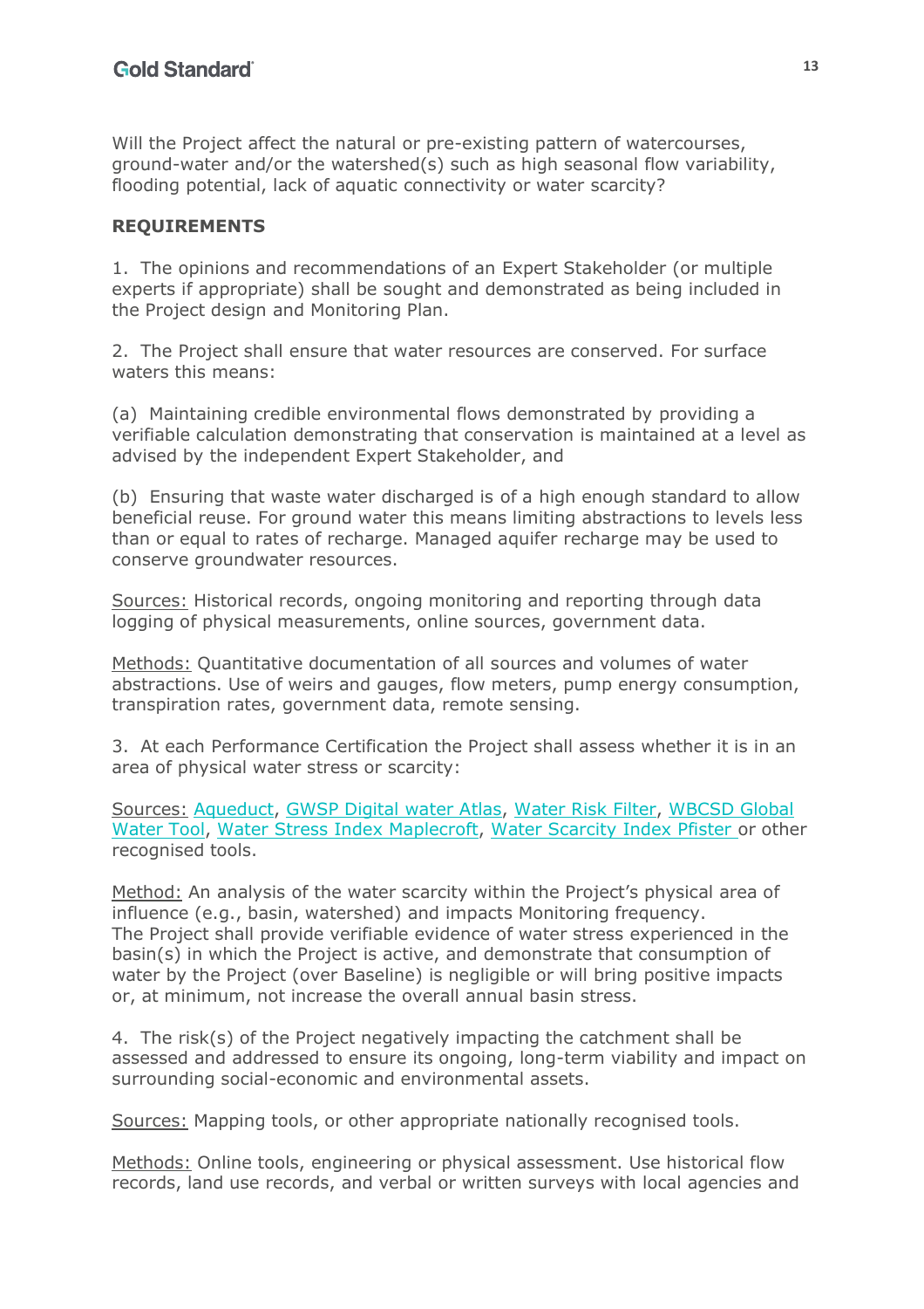Will the Project affect the natural or pre-existing pattern of watercourses, ground-water and/or the watershed(s) such as high seasonal flow variability, flooding potential, lack of aquatic connectivity or water scarcity?

**REQUIREMENTS**

1. The opinions and recommendations of an Expert Stakeholder (or multiple experts if appropriate) shall be sought and demonstrated as being included in the Project design and Monitoring Plan.

2. The Project shall ensure that water resources are conserved. For surface waters this means:

(a) Maintaining credible environmental flows demonstrated by providing a verifiable calculation demonstrating that conservation is maintained at a level as advised by the independent Expert Stakeholder, and

(b) Ensuring that waste water discharged is of a high enough standard to allow beneficial reuse. For ground water this means limiting abstractions to levels less than or equal to rates of recharge. Managed aquifer recharge may be used to conserve groundwater resources.

Sources: Historical records, ongoing monitoring and reporting through data logging of physical measurements, online sources, government data.

Methods: Quantitative documentation of all sources and volumes of water abstractions. Use of weirs and gauges, flow meters, pump energy consumption, transpiration rates, government data, remote sensing.

3. At each Performance Certification the Project shall assess whether it is in an area of physical water stress or scarcity:

Sources: Aqueduct, GWSP Digital water Atlas, Water Risk Filter, WBCSD Global Water Tool, Water Stress Index Maplecroft, Water Scarcity Index Pfister or other recognised tools.

Method: An analysis of the water scarcity within the Project's physical area of influence (e.g., basin, watershed) and impacts Monitoring frequency. The Project shall provide verifiable evidence of water stress experienced in the basin(s) in which the Project is active, and demonstrate that consumption of water by the Project (over Baseline) is negligible or will bring positive impacts or, at minimum, not increase the overall annual basin stress.

4. The risk(s) of the Project negatively impacting the catchment shall be assessed and addressed to ensure its ongoing, long-term viability and impact on surrounding social-economic and environmental assets.

Sources: Mapping tools, or other appropriate nationally recognised tools.

Methods: Online tools, engineering or physical assessment. Use historical flow records, land use records, and verbal or written surveys with local agencies and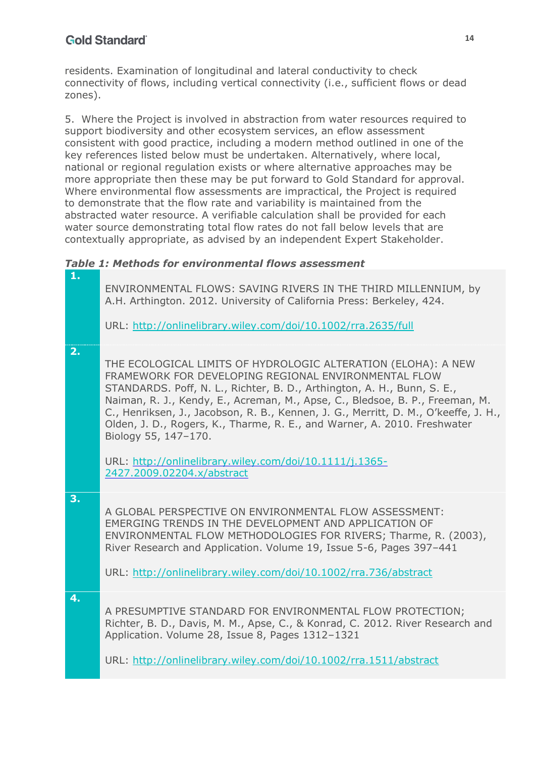residents. Examination of longitudinal and lateral conductivity to check connectivity of flows, including vertical connectivity (i.e., sufficient flows or dead zones).

5. Where the Project is involved in abstraction from water resources required to support biodiversity and other ecosystem services, an eflow assessment consistent with good practice, including a modern method outlined in one of the key references listed below must be undertaken. Alternatively, where local, national or regional regulation exists or where alternative approaches may be more appropriate then these may be put forward to Gold Standard for approval. Where environmental flow assessments are impractical, the Project is required to demonstrate that the flow rate and variability is maintained from the abstracted water resource. A verifiable calculation shall be provided for each water source demonstrating total flow rates do not fall below levels that are contextually appropriate, as advised by an independent Expert Stakeholder.

***Table 1: Methods for environmental flows assessment***

| | |
|---|---|
| **1.** | ENVIRONMENTAL FLOWS: SAVING RIVERS IN THE THIRD MILLENNIUM, by A.H. Arthington. 2012. University of California Press: Berkeley, 424.<br><br>URL: http://onlinelibrary.wiley.com/doi/10.1002/rra.2635/full |
| **2.** | THE ECOLOGICAL LIMITS OF HYDROLOGIC ALTERATION (ELOHA): A NEW FRAMEWORK FOR DEVELOPING REGIONAL ENVIRONMENTAL FLOW STANDARDS. Poff, N. L., Richter, B. D., Arthington, A. H., Bunn, S. E., Naiman, R. J., Kendy, E., Acreman, M., Apse, C., Bledsoe, B. P., Freeman, M. C., Henriksen, J., Jacobson, R. B., Kennen, J. G., Merritt, D. M., O'keeffe, J. H., Olden, J. D., Rogers, K., Tharme, R. E., and Warner, A. 2010. Freshwater Biology 55, 147–170.<br><br>URL: http://onlinelibrary.wiley.com/doi/10.1111/j.1365-2427.2009.02204.x/abstract |
| **3.** | A GLOBAL PERSPECTIVE ON ENVIRONMENTAL FLOW ASSESSMENT: EMERGING TRENDS IN THE DEVELOPMENT AND APPLICATION OF ENVIRONMENTAL FLOW METHODOLOGIES FOR RIVERS; Tharme, R. (2003), River Research and Application. Volume 19, Issue 5-6, Pages 397–441<br><br>URL: http://onlinelibrary.wiley.com/doi/10.1002/rra.736/abstract |
| **4.** | A PRESUMPTIVE STANDARD FOR ENVIRONMENTAL FLOW PROTECTION; Richter, B. D., Davis, M. M., Apse, C., & Konrad, C. 2012. River Research and Application. Volume 28, Issue 8, Pages 1312–1321<br><br>URL: http://onlinelibrary.wiley.com/doi/10.1002/rra.1511/abstract |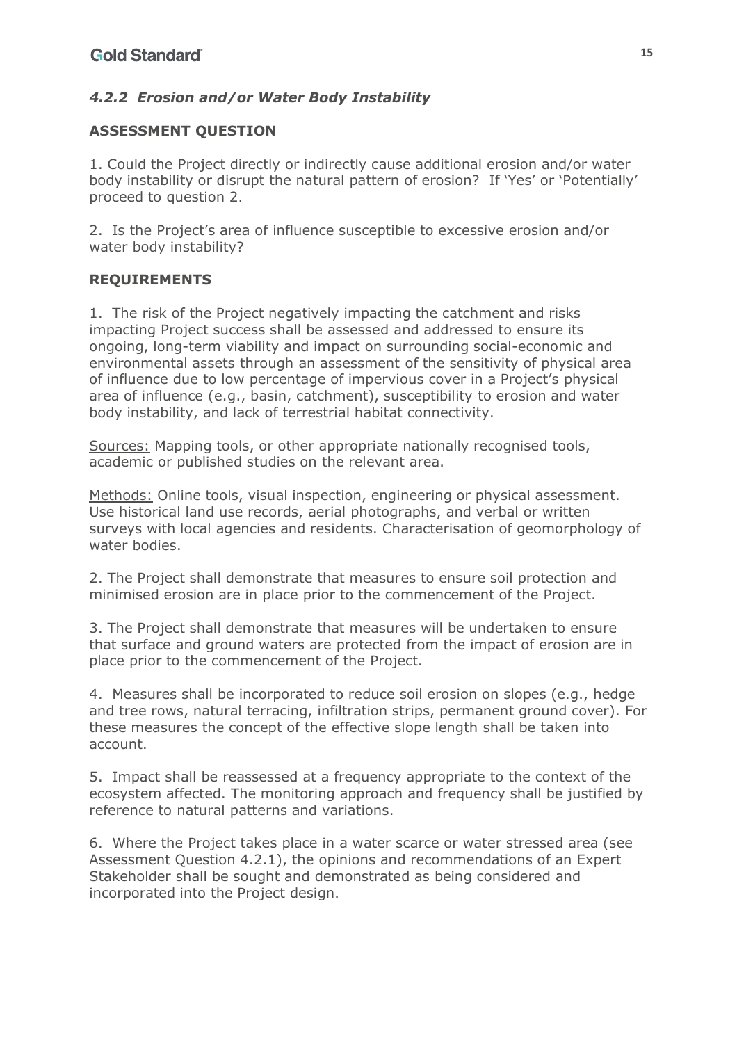### *4.2.2 Erosion and/or Water Body Instability*

**ASSESSMENT QUESTION**

1. Could the Project directly or indirectly cause additional erosion and/or water body instability or disrupt the natural pattern of erosion? If 'Yes' or 'Potentially' proceed to question 2.

2. Is the Project's area of influence susceptible to excessive erosion and/or water body instability?

**REQUIREMENTS**

1. The risk of the Project negatively impacting the catchment and risks impacting Project success shall be assessed and addressed to ensure its ongoing, long-term viability and impact on surrounding social-economic and environmental assets through an assessment of the sensitivity of physical area of influence due to low percentage of impervious cover in a Project's physical area of influence (e.g., basin, catchment), susceptibility to erosion and water body instability, and lack of terrestrial habitat connectivity.

<u>Sources:</u> Mapping tools, or other appropriate nationally recognised tools, academic or published studies on the relevant area.

<u>Methods:</u> Online tools, visual inspection, engineering or physical assessment. Use historical land use records, aerial photographs, and verbal or written surveys with local agencies and residents. Characterisation of geomorphology of water bodies.

2. The Project shall demonstrate that measures to ensure soil protection and minimised erosion are in place prior to the commencement of the Project.

3. The Project shall demonstrate that measures will be undertaken to ensure that surface and ground waters are protected from the impact of erosion are in place prior to the commencement of the Project.

4. Measures shall be incorporated to reduce soil erosion on slopes (e.g., hedge and tree rows, natural terracing, infiltration strips, permanent ground cover). For these measures the concept of the effective slope length shall be taken into account.

5. Impact shall be reassessed at a frequency appropriate to the context of the ecosystem affected. The monitoring approach and frequency shall be justified by reference to natural patterns and variations.

6. Where the Project takes place in a water scarce or water stressed area (see Assessment Question 4.2.1), the opinions and recommendations of an Expert Stakeholder shall be sought and demonstrated as being considered and incorporated into the Project design.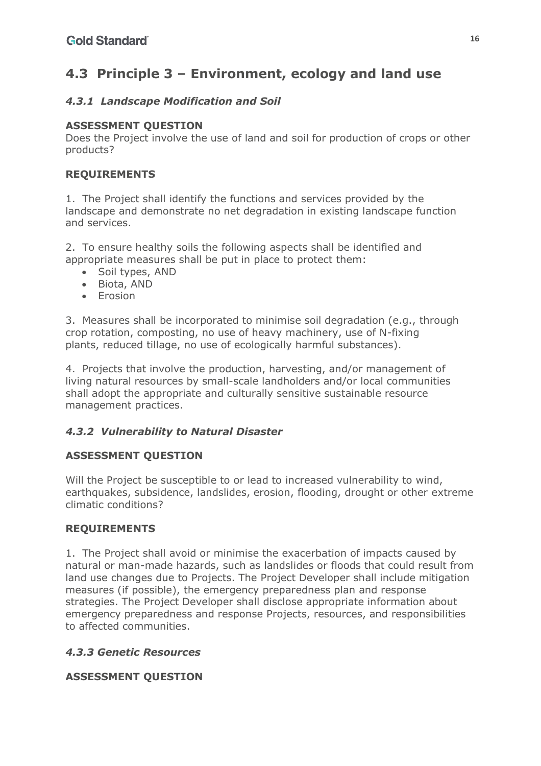## 4.3 Principle 3 – Environment, ecology and land use

### *4.3.1 Landscape Modification and Soil*

**ASSESSMENT QUESTION**

Does the Project involve the use of land and soil for production of crops or other products?

**REQUIREMENTS**

1. The Project shall identify the functions and services provided by the landscape and demonstrate no net degradation in existing landscape function and services.

2. To ensure healthy soils the following aspects shall be identified and appropriate measures shall be put in place to protect them:
   - Soil types, AND
   - Biota, AND
   - Erosion

3. Measures shall be incorporated to minimise soil degradation (e.g., through crop rotation, composting, no use of heavy machinery, use of N-fixing plants, reduced tillage, no use of ecologically harmful substances).

4. Projects that involve the production, harvesting, and/or management of living natural resources by small-scale landholders and/or local communities shall adopt the appropriate and culturally sensitive sustainable resource management practices.

### *4.3.2 Vulnerability to Natural Disaster*

**ASSESSMENT QUESTION**

Will the Project be susceptible to or lead to increased vulnerability to wind, earthquakes, subsidence, landslides, erosion, flooding, drought or other extreme climatic conditions?

**REQUIREMENTS**

1. The Project shall avoid or minimise the exacerbation of impacts caused by natural or man-made hazards, such as landslides or floods that could result from land use changes due to Projects. The Project Developer shall include mitigation measures (if possible), the emergency preparedness plan and response strategies. The Project Developer shall disclose appropriate information about emergency preparedness and response Projects, resources, and responsibilities to affected communities.

### *4.3.3 Genetic Resources*

**ASSESSMENT QUESTION**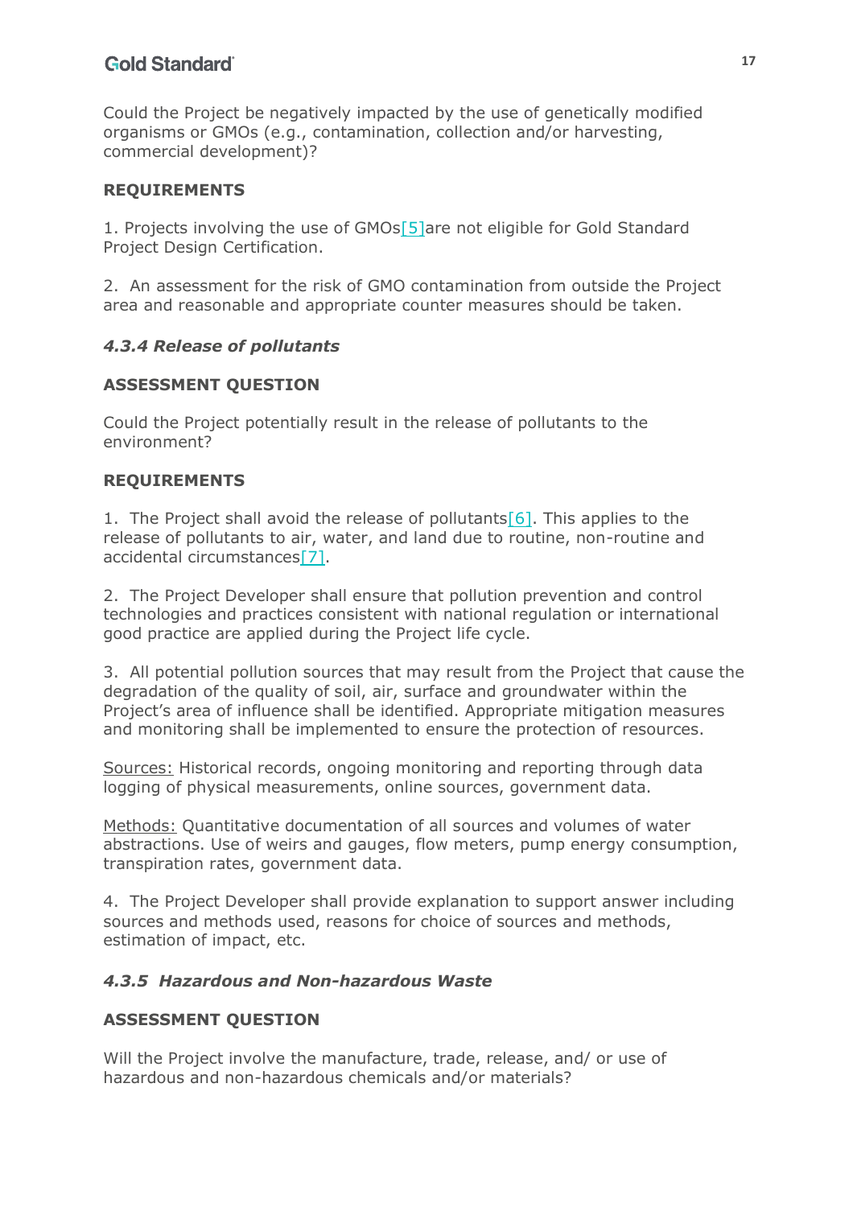Could the Project be negatively impacted by the use of genetically modified organisms or GMOs (e.g., contamination, collection and/or harvesting, commercial development)?

**REQUIREMENTS**

1. Projects involving the use of GMOs[5]are not eligible for Gold Standard Project Design Certification.

2. An assessment for the risk of GMO contamination from outside the Project area and reasonable and appropriate counter measures should be taken.

#### *4.3.4 Release of pollutants*

**ASSESSMENT QUESTION**

Could the Project potentially result in the release of pollutants to the environment?

**REQUIREMENTS**

1. The Project shall avoid the release of pollutants[6]. This applies to the release of pollutants to air, water, and land due to routine, non-routine and accidental circumstances[7].

2. The Project Developer shall ensure that pollution prevention and control technologies and practices consistent with national regulation or international good practice are applied during the Project life cycle.

3. All potential pollution sources that may result from the Project that cause the degradation of the quality of soil, air, surface and groundwater within the Project's area of influence shall be identified. Appropriate mitigation measures and monitoring shall be implemented to ensure the protection of resources.

Sources: Historical records, ongoing monitoring and reporting through data logging of physical measurements, online sources, government data.

Methods: Quantitative documentation of all sources and volumes of water abstractions. Use of weirs and gauges, flow meters, pump energy consumption, transpiration rates, government data.

4. The Project Developer shall provide explanation to support answer including sources and methods used, reasons for choice of sources and methods, estimation of impact, etc.

#### *4.3.5 Hazardous and Non-hazardous Waste*

**ASSESSMENT QUESTION**

Will the Project involve the manufacture, trade, release, and/ or use of hazardous and non-hazardous chemicals and/or materials?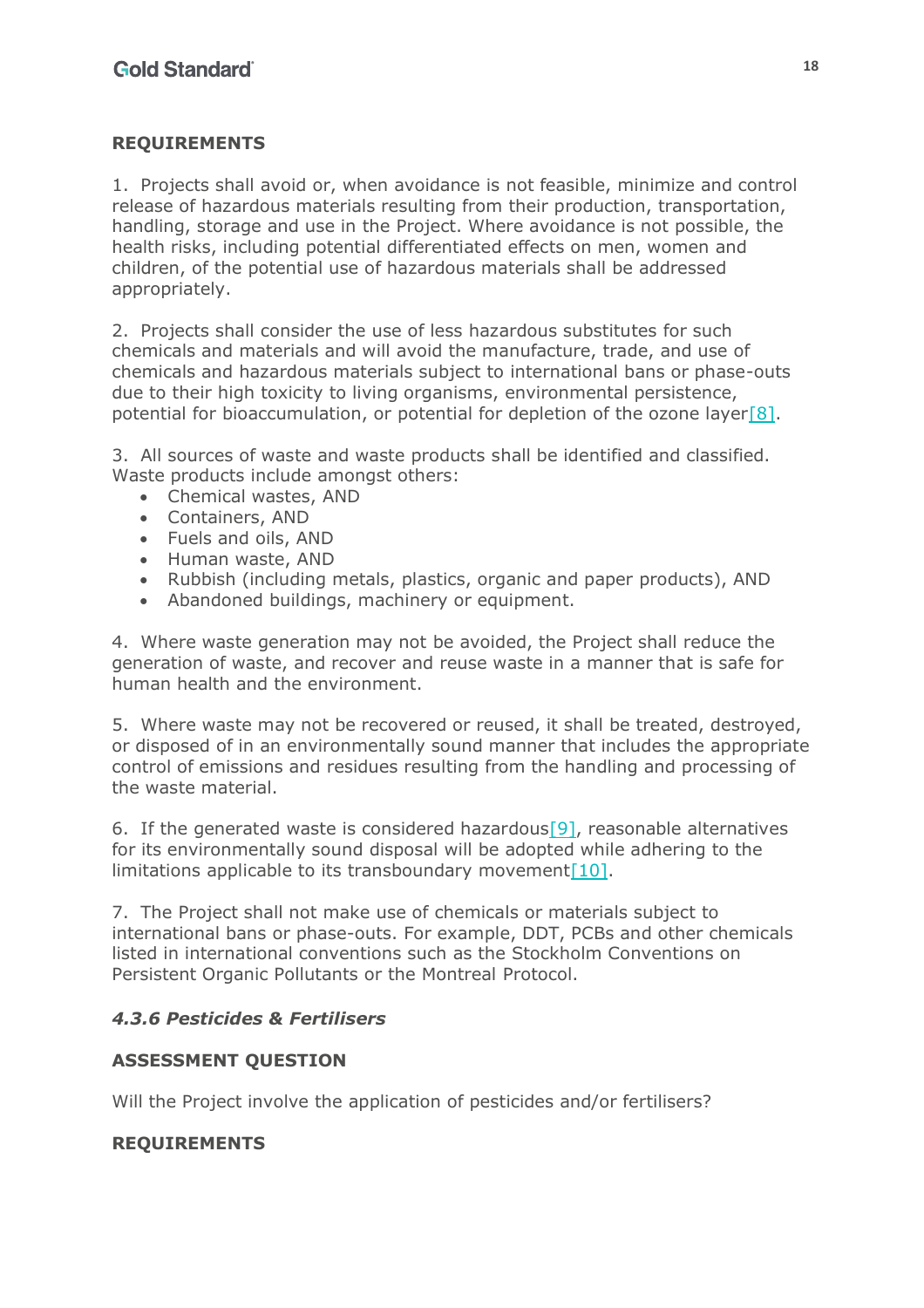**REQUIREMENTS**

1. Projects shall avoid or, when avoidance is not feasible, minimize and control release of hazardous materials resulting from their production, transportation, handling, storage and use in the Project. Where avoidance is not possible, the health risks, including potential differentiated effects on men, women and children, of the potential use of hazardous materials shall be addressed appropriately.

2. Projects shall consider the use of less hazardous substitutes for such chemicals and materials and will avoid the manufacture, trade, and use of chemicals and hazardous materials subject to international bans or phase-outs due to their high toxicity to living organisms, environmental persistence, potential for bioaccumulation, or potential for depletion of the ozone layer[8].

3. All sources of waste and waste products shall be identified and classified. Waste products include amongst others:

- Chemical wastes, AND
- Containers, AND
- Fuels and oils, AND
- Human waste, AND
- Rubbish (including metals, plastics, organic and paper products), AND
- Abandoned buildings, machinery or equipment.

4. Where waste generation may not be avoided, the Project shall reduce the generation of waste, and recover and reuse waste in a manner that is safe for human health and the environment.

5. Where waste may not be recovered or reused, it shall be treated, destroyed, or disposed of in an environmentally sound manner that includes the appropriate control of emissions and residues resulting from the handling and processing of the waste material.

6. If the generated waste is considered hazardous[9], reasonable alternatives for its environmentally sound disposal will be adopted while adhering to the limitations applicable to its transboundary movement[10].

7. The Project shall not make use of chemicals or materials subject to international bans or phase-outs. For example, DDT, PCBs and other chemicals listed in international conventions such as the Stockholm Conventions on Persistent Organic Pollutants or the Montreal Protocol.

#### *4.3.6 Pesticides & Fertilisers*

**ASSESSMENT QUESTION**

Will the Project involve the application of pesticides and/or fertilisers?

**REQUIREMENTS**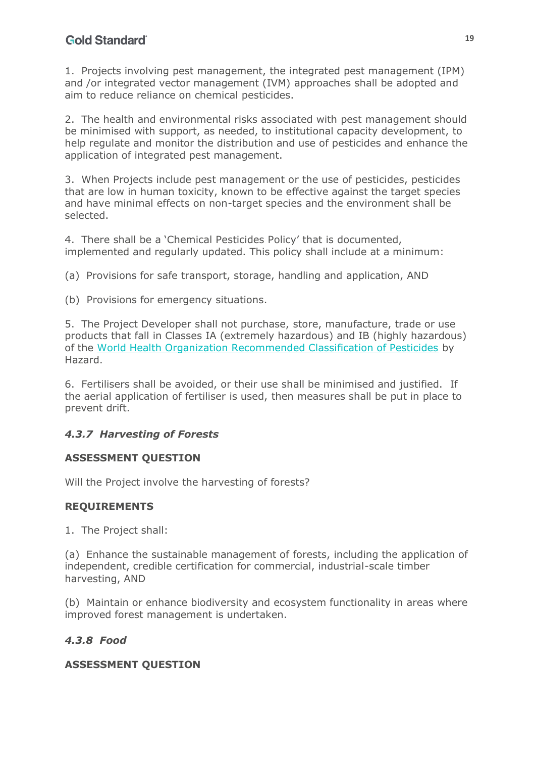1. Projects involving pest management, the integrated pest management (IPM) and /or integrated vector management (IVM) approaches shall be adopted and aim to reduce reliance on chemical pesticides.

2. The health and environmental risks associated with pest management should be minimised with support, as needed, to institutional capacity development, to help regulate and monitor the distribution and use of pesticides and enhance the application of integrated pest management.

3. When Projects include pest management or the use of pesticides, pesticides that are low in human toxicity, known to be effective against the target species and have minimal effects on non-target species and the environment shall be selected.

4. There shall be a 'Chemical Pesticides Policy' that is documented, implemented and regularly updated. This policy shall include at a minimum:

(a) Provisions for safe transport, storage, handling and application, AND

(b) Provisions for emergency situations.

5. The Project Developer shall not purchase, store, manufacture, trade or use products that fall in Classes IA (extremely hazardous) and IB (highly hazardous) of the [World Health Organization Recommended Classification of Pesticides]() by Hazard.

6. Fertilisers shall be avoided, or their use shall be minimised and justified. If the aerial application of fertiliser is used, then measures shall be put in place to prevent drift.

### *4.3.7 Harvesting of Forests*

**ASSESSMENT QUESTION**

Will the Project involve the harvesting of forests?

**REQUIREMENTS**

1. The Project shall:

(a) Enhance the sustainable management of forests, including the application of independent, credible certification for commercial, industrial-scale timber harvesting, AND

(b) Maintain or enhance biodiversity and ecosystem functionality in areas where improved forest management is undertaken.

### *4.3.8 Food*

**ASSESSMENT QUESTION**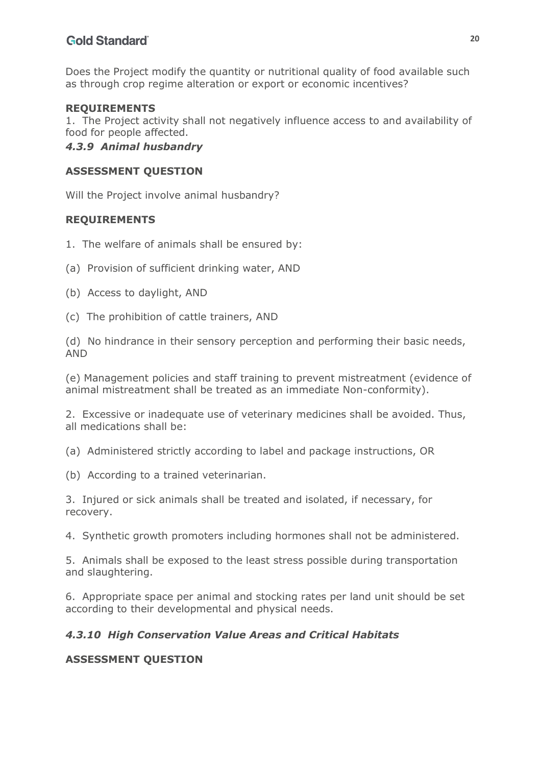Does the Project modify the quantity or nutritional quality of food available such as through crop regime alteration or export or economic incentives?

**REQUIREMENTS**

1. The Project activity shall not negatively influence access to and availability of food for people affected.

### *4.3.9 Animal husbandry*

**ASSESSMENT QUESTION**

Will the Project involve animal husbandry?

**REQUIREMENTS**

1. The welfare of animals shall be ensured by:

(a) Provision of sufficient drinking water, AND

(b) Access to daylight, AND

(c) The prohibition of cattle trainers, AND

(d) No hindrance in their sensory perception and performing their basic needs, AND

(e) Management policies and staff training to prevent mistreatment (evidence of animal mistreatment shall be treated as an immediate Non-conformity).

2. Excessive or inadequate use of veterinary medicines shall be avoided. Thus, all medications shall be:

(a) Administered strictly according to label and package instructions, OR

(b) According to a trained veterinarian.

3. Injured or sick animals shall be treated and isolated, if necessary, for recovery.

4. Synthetic growth promoters including hormones shall not be administered.

5. Animals shall be exposed to the least stress possible during transportation and slaughtering.

6. Appropriate space per animal and stocking rates per land unit should be set according to their developmental and physical needs.

### *4.3.10 High Conservation Value Areas and Critical Habitats*

**ASSESSMENT QUESTION**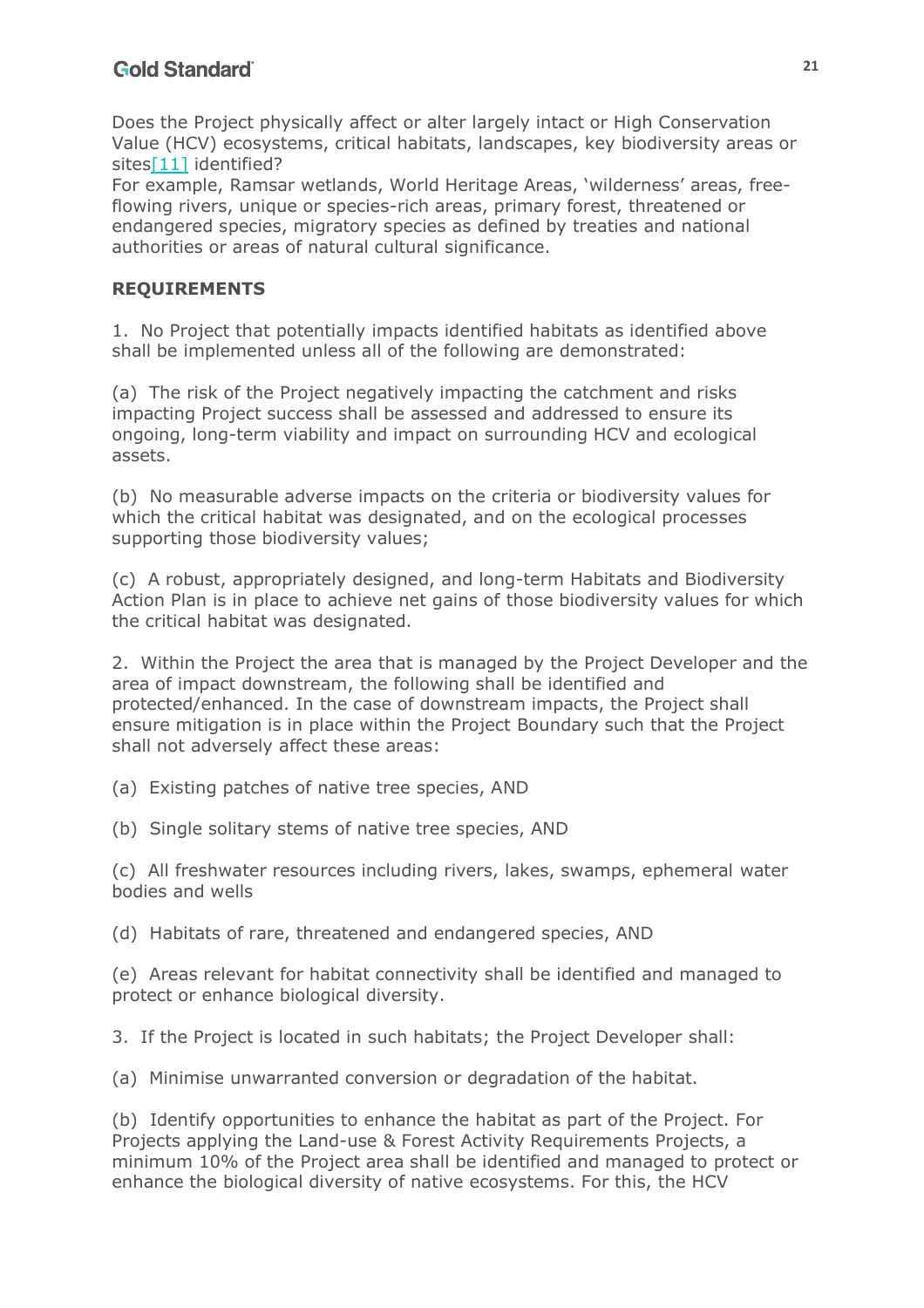Does the Project physically affect or alter largely intact or High Conservation Value (HCV) ecosystems, critical habitats, landscapes, key biodiversity areas or sites[11] identified?

For example, Ramsar wetlands, World Heritage Areas, 'wilderness' areas, free-flowing rivers, unique or species-rich areas, primary forest, threatened or endangered species, migratory species as defined by treaties and national authorities or areas of natural cultural significance.

**REQUIREMENTS**

1. No Project that potentially impacts identified habitats as identified above shall be implemented unless all of the following are demonstrated:

(a) The risk of the Project negatively impacting the catchment and risks impacting Project success shall be assessed and addressed to ensure its ongoing, long-term viability and impact on surrounding HCV and ecological assets.

(b) No measurable adverse impacts on the criteria or biodiversity values for which the critical habitat was designated, and on the ecological processes supporting those biodiversity values;

(c) A robust, appropriately designed, and long-term Habitats and Biodiversity Action Plan is in place to achieve net gains of those biodiversity values for which the critical habitat was designated.

2. Within the Project the area that is managed by the Project Developer and the area of impact downstream, the following shall be identified and protected/enhanced. In the case of downstream impacts, the Project shall ensure mitigation is in place within the Project Boundary such that the Project shall not adversely affect these areas:

(a) Existing patches of native tree species, AND

(b) Single solitary stems of native tree species, AND

(c) All freshwater resources including rivers, lakes, swamps, ephemeral water bodies and wells

(d) Habitats of rare, threatened and endangered species, AND

(e) Areas relevant for habitat connectivity shall be identified and managed to protect or enhance biological diversity.

3. If the Project is located in such habitats; the Project Developer shall:

(a) Minimise unwarranted conversion or degradation of the habitat.

(b) Identify opportunities to enhance the habitat as part of the Project. For Projects applying the Land-use & Forest Activity Requirements Projects, a minimum 10% of the Project area shall be identified and managed to protect or enhance the biological diversity of native ecosystems. For this, the HCV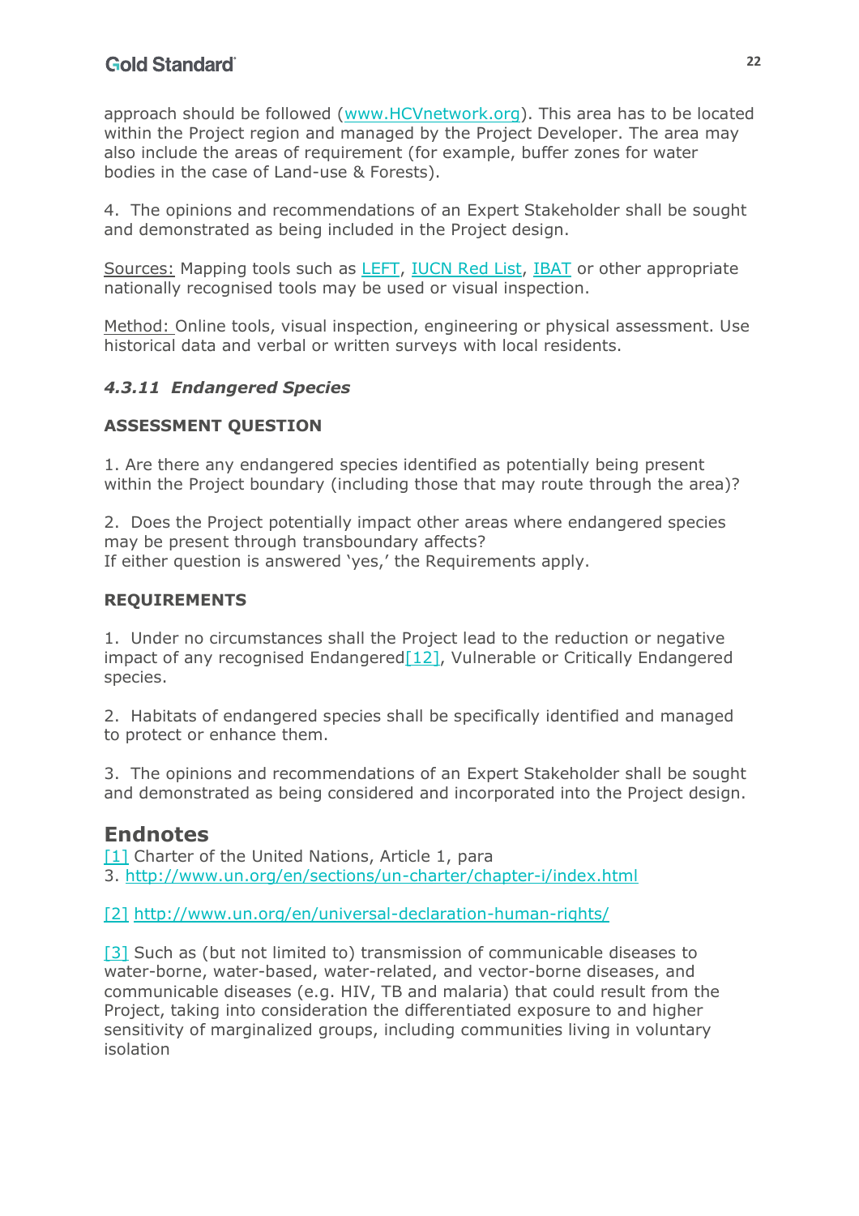approach should be followed (www.HCVnetwork.org). This area has to be located within the Project region and managed by the Project Developer. The area may also include the areas of requirement (for example, buffer zones for water bodies in the case of Land-use & Forests).

4. The opinions and recommendations of an Expert Stakeholder shall be sought and demonstrated as being included in the Project design.

Sources: Mapping tools such as LEFT, IUCN Red List, IBAT or other appropriate nationally recognised tools may be used or visual inspection.

Method: Online tools, visual inspection, engineering or physical assessment. Use historical data and verbal or written surveys with local residents.

#### *4.3.11 Endangered Species*

**ASSESSMENT QUESTION**

1. Are there any endangered species identified as potentially being present within the Project boundary (including those that may route through the area)?

2. Does the Project potentially impact other areas where endangered species may be present through transboundary affects?
If either question is answered 'yes,' the Requirements apply.

**REQUIREMENTS**

1. Under no circumstances shall the Project lead to the reduction or negative impact of any recognised Endangered[12], Vulnerable or Critically Endangered species.

2. Habitats of endangered species shall be specifically identified and managed to protect or enhance them.

3. The opinions and recommendations of an Expert Stakeholder shall be sought and demonstrated as being considered and incorporated into the Project design.

## Endnotes

[1] Charter of the United Nations, Article 1, para
3. http://www.un.org/en/sections/un-charter/chapter-i/index.html

[2] http://www.un.org/en/universal-declaration-human-rights/

[3] Such as (but not limited to) transmission of communicable diseases to water-borne, water-based, water-related, and vector-borne diseases, and communicable diseases (e.g. HIV, TB and malaria) that could result from the Project, taking into consideration the differentiated exposure to and higher sensitivity of marginalized groups, including communities living in voluntary isolation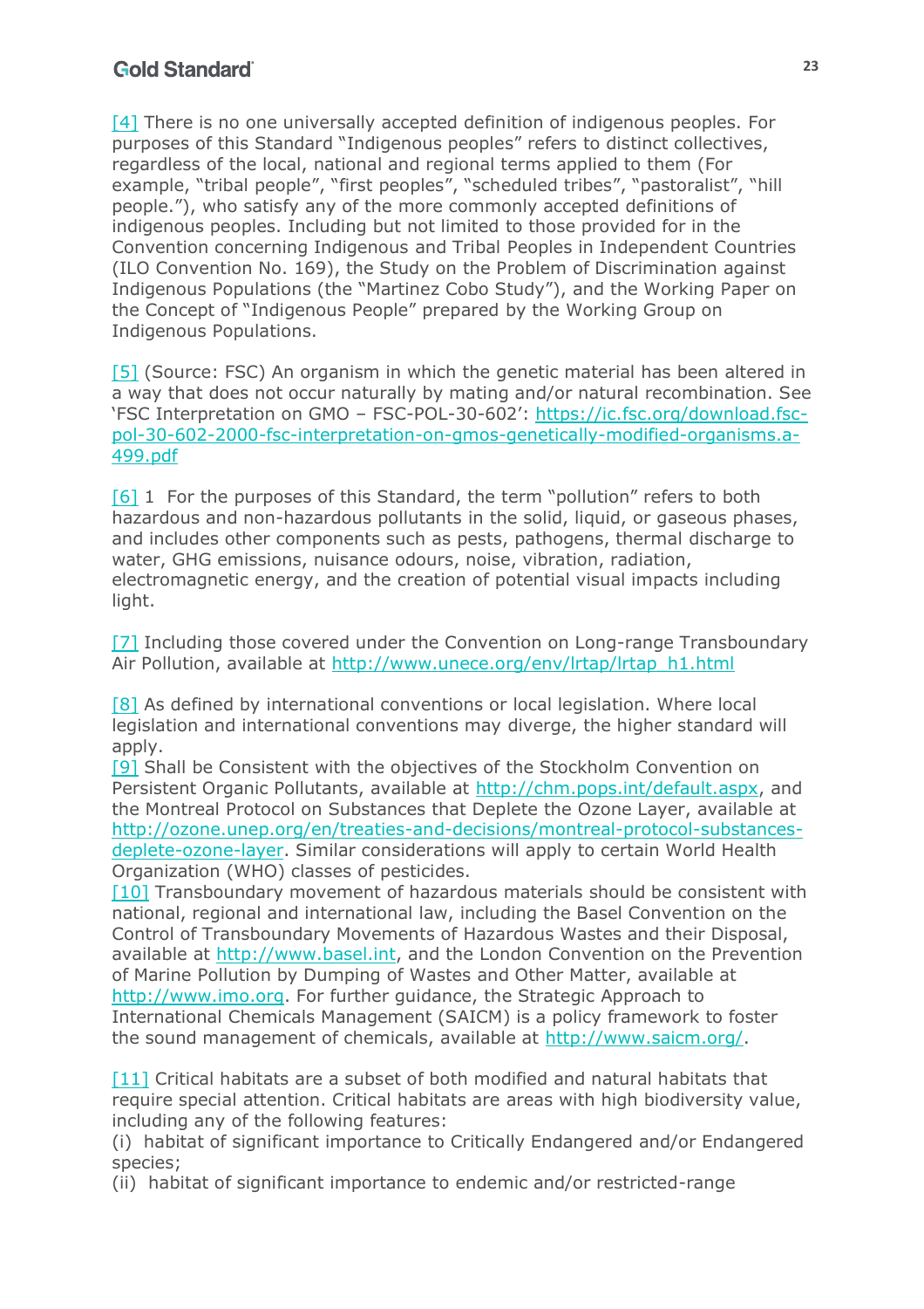[4] There is no one universally accepted definition of indigenous peoples. For purposes of this Standard "Indigenous peoples" refers to distinct collectives, regardless of the local, national and regional terms applied to them (For example, "tribal people", "first peoples", "scheduled tribes", "pastoralist", "hill people."), who satisfy any of the more commonly accepted definitions of indigenous peoples. Including but not limited to those provided for in the Convention concerning Indigenous and Tribal Peoples in Independent Countries (ILO Convention No. 169), the Study on the Problem of Discrimination against Indigenous Populations (the "Martinez Cobo Study"), and the Working Paper on the Concept of "Indigenous People" prepared by the Working Group on Indigenous Populations.

[5] (Source: FSC) An organism in which the genetic material has been altered in a way that does not occur naturally by mating and/or natural recombination. See 'FSC Interpretation on GMO – FSC-POL-30-602': https://ic.fsc.org/download.fsc-pol-30-602-2000-fsc-interpretation-on-gmos-genetically-modified-organisms.a-499.pdf

[6] 1 For the purposes of this Standard, the term "pollution" refers to both hazardous and non-hazardous pollutants in the solid, liquid, or gaseous phases, and includes other components such as pests, pathogens, thermal discharge to water, GHG emissions, nuisance odours, noise, vibration, radiation, electromagnetic energy, and the creation of potential visual impacts including light.

[7] Including those covered under the Convention on Long-range Transboundary Air Pollution, available at http://www.unece.org/env/lrtap/lrtap_h1.html

[8] As defined by international conventions or local legislation. Where local legislation and international conventions may diverge, the higher standard will apply.

[9] Shall be Consistent with the objectives of the Stockholm Convention on Persistent Organic Pollutants, available at http://chm.pops.int/default.aspx, and the Montreal Protocol on Substances that Deplete the Ozone Layer, available at http://ozone.unep.org/en/treaties-and-decisions/montreal-protocol-substances-deplete-ozone-layer. Similar considerations will apply to certain World Health Organization (WHO) classes of pesticides.

[10] Transboundary movement of hazardous materials should be consistent with national, regional and international law, including the Basel Convention on the Control of Transboundary Movements of Hazardous Wastes and their Disposal, available at http://www.basel.int, and the London Convention on the Prevention of Marine Pollution by Dumping of Wastes and Other Matter, available at http://www.imo.org. For further guidance, the Strategic Approach to International Chemicals Management (SAICM) is a policy framework to foster the sound management of chemicals, available at http://www.saicm.org/.

[11] Critical habitats are a subset of both modified and natural habitats that require special attention. Critical habitats are areas with high biodiversity value, including any of the following features:

(i) habitat of significant importance to Critically Endangered and/or Endangered species;

(ii) habitat of significant importance to endemic and/or restricted-range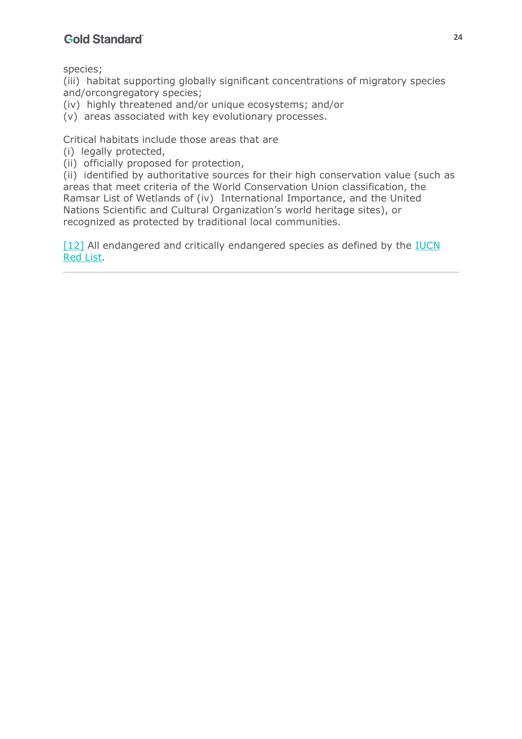species;
(iii) habitat supporting globally significant concentrations of migratory species and/orcongregatory species;
(iv) highly threatened and/or unique ecosystems; and/or
(v) areas associated with key evolutionary processes.

Critical habitats include those areas that are
(i) legally protected,
(ii) officially proposed for protection,
(ii) identified by authoritative sources for their high conservation value (such as areas that meet criteria of the World Conservation Union classification, the Ramsar List of Wetlands of (iv) International Importance, and the United Nations Scientific and Cultural Organization's world heritage sites), or recognized as protected by traditional local communities.

[12] All endangered and critically endangered species as defined by the IUCN Red List.

---